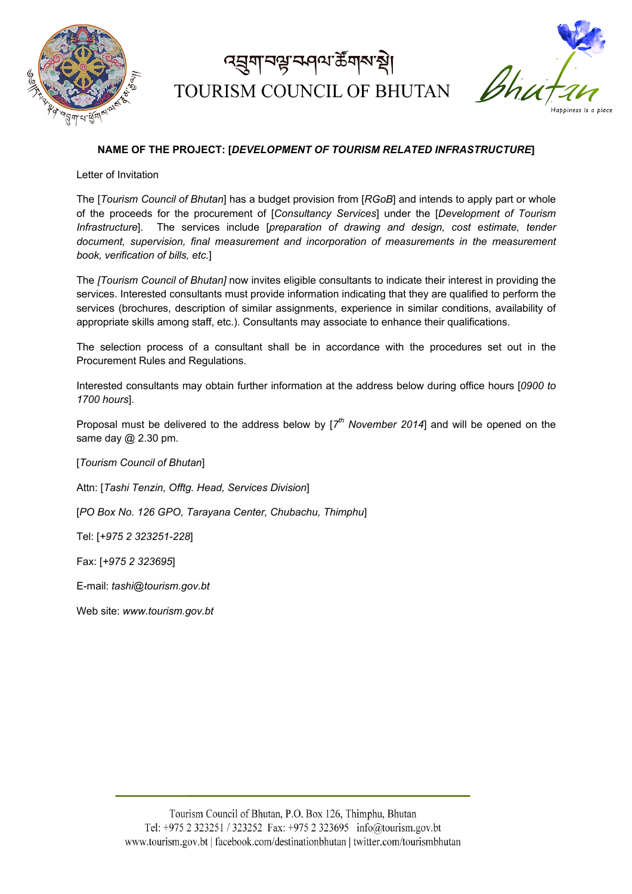# TOURISM COUNCIL OF BHUTAN

**NAME OF THE PROJECT: [*DEVELOPMENT OF TOURISM RELATED INFRASTRUCTURE*]**

Letter of Invitation

The [*Tourism Council of Bhutan*] has a budget provision from [*RGoB*] and intends to apply part or whole of the proceeds for the procurement of [*Consultancy Services*] under the [*Development of Tourism Infrastructure*]. The services include [*preparation of drawing and design, cost estimate, tender document, supervision, final measurement and incorporation of measurements in the measurement book, verification of bills, etc.*]

The *[Tourism Council of Bhutan]* now invites eligible consultants to indicate their interest in providing the services. Interested consultants must provide information indicating that they are qualified to perform the services (brochures, description of similar assignments, experience in similar conditions, availability of appropriate skills among staff, etc.). Consultants may associate to enhance their qualifications.

The selection process of a consultant shall be in accordance with the procedures set out in the Procurement Rules and Regulations.

Interested consultants may obtain further information at the address below during office hours [*0900 to 1700 hours*].

Proposal must be delivered to the address below by [*7th November 2014*] and will be opened on the same day @ 2.30 pm.

[*Tourism Council of Bhutan*]

Attn: [*Tashi Tenzin, Offtg. Head, Services Division*]

[*PO Box No. 126 GPO, Tarayana Center, Chubachu, Thimphu*]

Tel: [*+975 2 323251-228*]

Fax: [*+975 2 323695*]

E-mail: *tashi@tourism.gov.bt*

Web site: *www.tourism.gov.bt*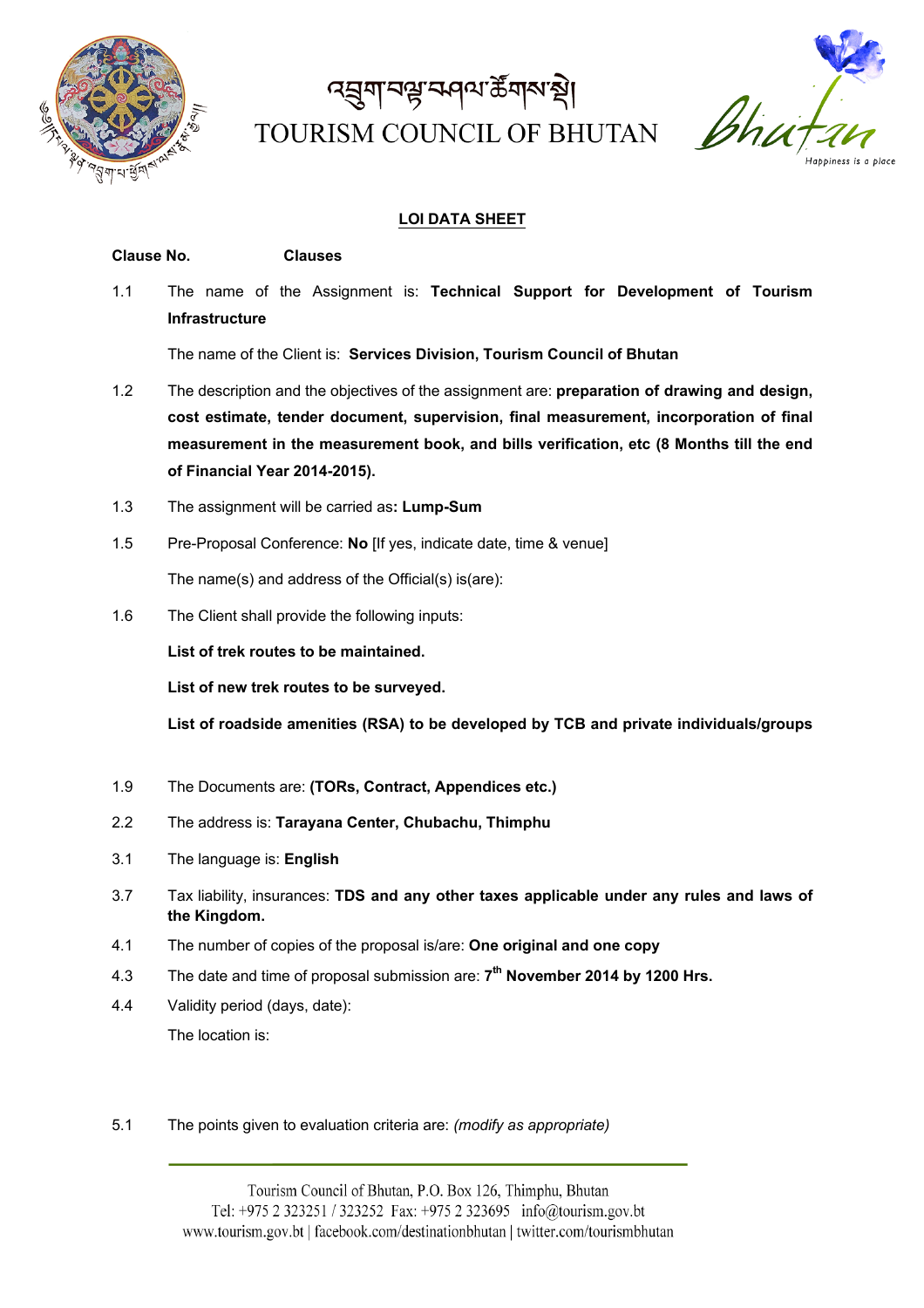# འབྲུག་བརྒྱ་ལྡན་ཚོགས་སྡེ།
# TOURISM COUNCIL OF BHUTAN

## LOI DATA SHEET

**Clause No. Clauses**

1.1 The name of the Assignment is: **Technical Support for Development of Tourism Infrastructure**

The name of the Client is: **Services Division, Tourism Council of Bhutan**

1.2 The description and the objectives of the assignment are: **preparation of drawing and design, cost estimate, tender document, supervision, final measurement, incorporation of final measurement in the measurement book, and bills verification, etc (8 Months till the end of Financial Year 2014-2015).**

1.3 The assignment will be carried as**: Lump-Sum**

1.5 Pre-Proposal Conference: **No** [If yes, indicate date, time & venue]

The name(s) and address of the Official(s) is(are):

1.6 The Client shall provide the following inputs:

**List of trek routes to be maintained.**

**List of new trek routes to be surveyed.**

**List of roadside amenities (RSA) to be developed by TCB and private individuals/groups**

1.9 The Documents are: **(TORs, Contract, Appendices etc.)**

2.2 The address is: **Tarayana Center, Chubachu, Thimphu**

3.1 The language is: **English**

3.7 Tax liability, insurances: **TDS and any other taxes applicable under any rules and laws of the Kingdom.**

4.1 The number of copies of the proposal is/are: **One original and one copy**

4.3 The date and time of proposal submission are: **7th November 2014 by 1200 Hrs.**

4.4 Validity period (days, date):

The location is:

5.1 The points given to evaluation criteria are: *(modify as appropriate)*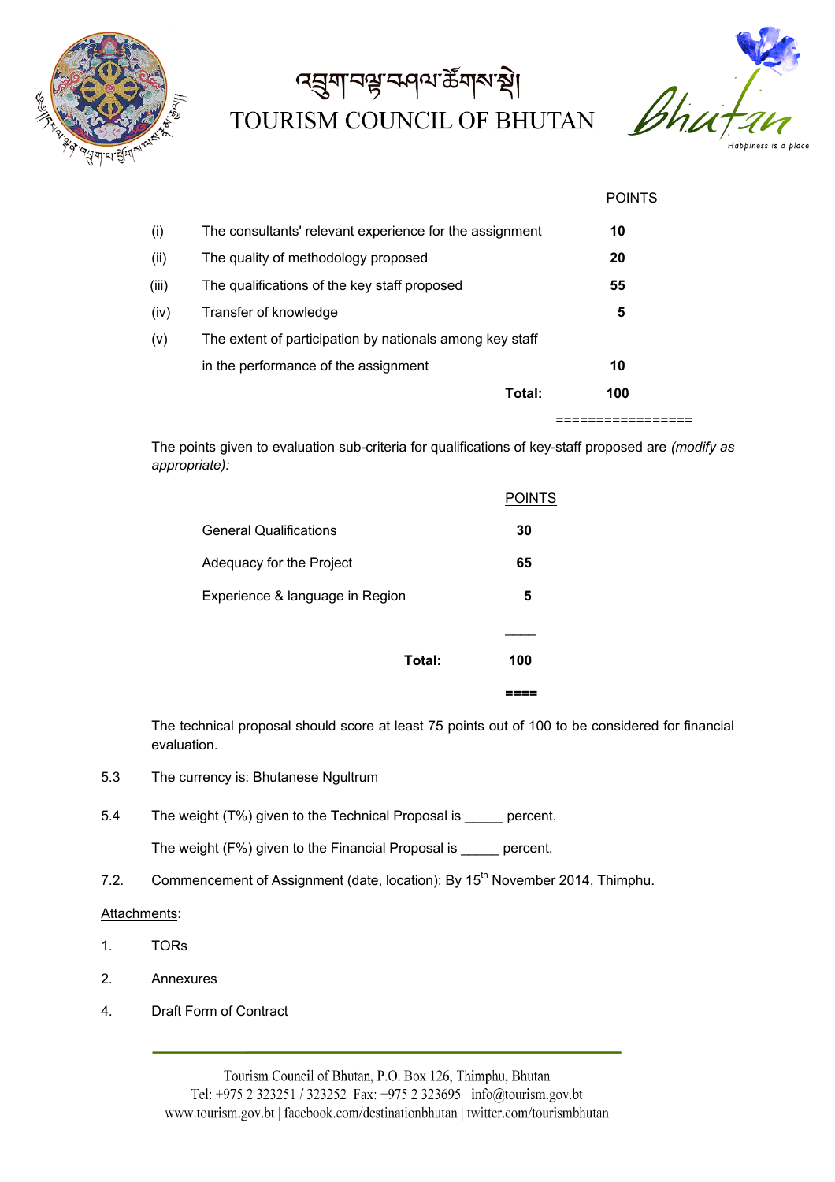| | | POINTS |
|---|---|---|
| (i) | The consultants' relevant experience for the assignment | **10** |
| (ii) | The quality of methodology proposed | **20** |
| (iii) | The qualifications of the key staff proposed | **55** |
| (iv) | Transfer of knowledge | **5** |
| (v) | The extent of participation by nationals among key staff in the performance of the assignment | **10** |
| | **Total:** | **100** |

The points given to evaluation sub-criteria for qualifications of key-staff proposed are *(modify as appropriate):*

| | POINTS |
|---|---|
| General Qualifications | **30** |
| Adequacy for the Project | **65** |
| Experience & language in Region | **5** |
| **Total:** | **100** |

The technical proposal should score at least 75 points out of 100 to be considered for financial evaluation.

5.3 The currency is: Bhutanese Ngultrum

5.4 The weight (T%) given to the Technical Proposal is _____ percent.

The weight (F%) given to the Financial Proposal is _____ percent.

7.2. Commencement of Assignment (date, location): By 15th November 2014, Thimphu.

Attachments:

1. TORs
2. Annexures
4. Draft Form of Contract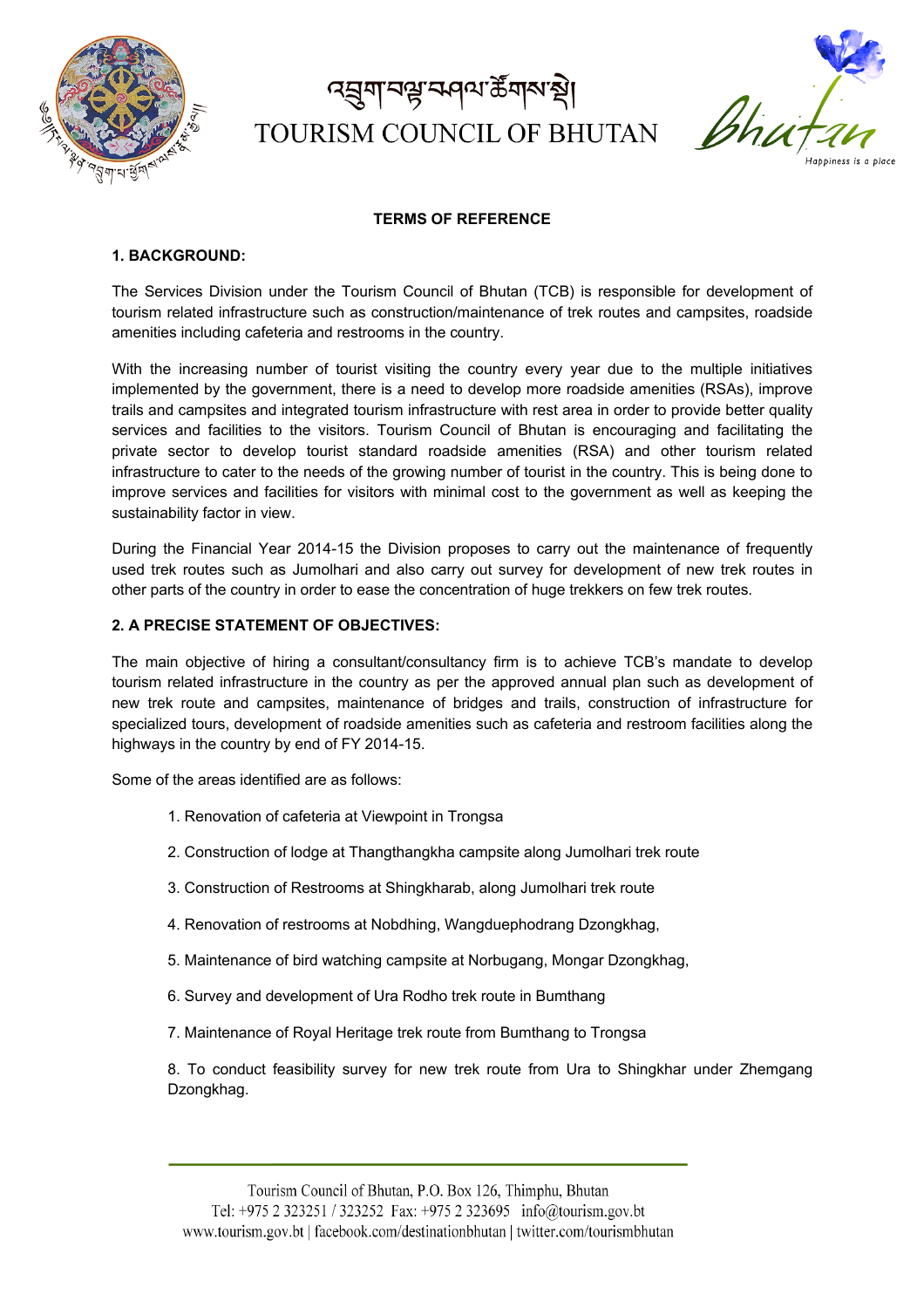## TERMS OF REFERENCE

### 1. BACKGROUND:

The Services Division under the Tourism Council of Bhutan (TCB) is responsible for development of tourism related infrastructure such as construction/maintenance of trek routes and campsites, roadside amenities including cafeteria and restrooms in the country.

With the increasing number of tourist visiting the country every year due to the multiple initiatives implemented by the government, there is a need to develop more roadside amenities (RSAs), improve trails and campsites and integrated tourism infrastructure with rest area in order to provide better quality services and facilities to the visitors. Tourism Council of Bhutan is encouraging and facilitating the private sector to develop tourist standard roadside amenities (RSA) and other tourism related infrastructure to cater to the needs of the growing number of tourist in the country. This is being done to improve services and facilities for visitors with minimal cost to the government as well as keeping the sustainability factor in view.

During the Financial Year 2014-15 the Division proposes to carry out the maintenance of frequently used trek routes such as Jumolhari and also carry out survey for development of new trek routes in other parts of the country in order to ease the concentration of huge trekkers on few trek routes.

### 2. A PRECISE STATEMENT OF OBJECTIVES:

The main objective of hiring a consultant/consultancy firm is to achieve TCB's mandate to develop tourism related infrastructure in the country as per the approved annual plan such as development of new trek route and campsites, maintenance of bridges and trails, construction of infrastructure for specialized tours, development of roadside amenities such as cafeteria and restroom facilities along the highways in the country by end of FY 2014-15.

Some of the areas identified are as follows:

1. Renovation of cafeteria at Viewpoint in Trongsa
2. Construction of lodge at Thangthangkha campsite along Jumolhari trek route
3. Construction of Restrooms at Shingkharab, along Jumolhari trek route
4. Renovation of restrooms at Nobdhing, Wangduephodrang Dzongkhag,
5. Maintenance of bird watching campsite at Norbugang, Mongar Dzongkhag,
6. Survey and development of Ura Rodho trek route in Bumthang
7. Maintenance of Royal Heritage trek route from Bumthang to Trongsa
8. To conduct feasibility survey for new trek route from Ura to Shingkhar under Zhemgang Dzongkhag.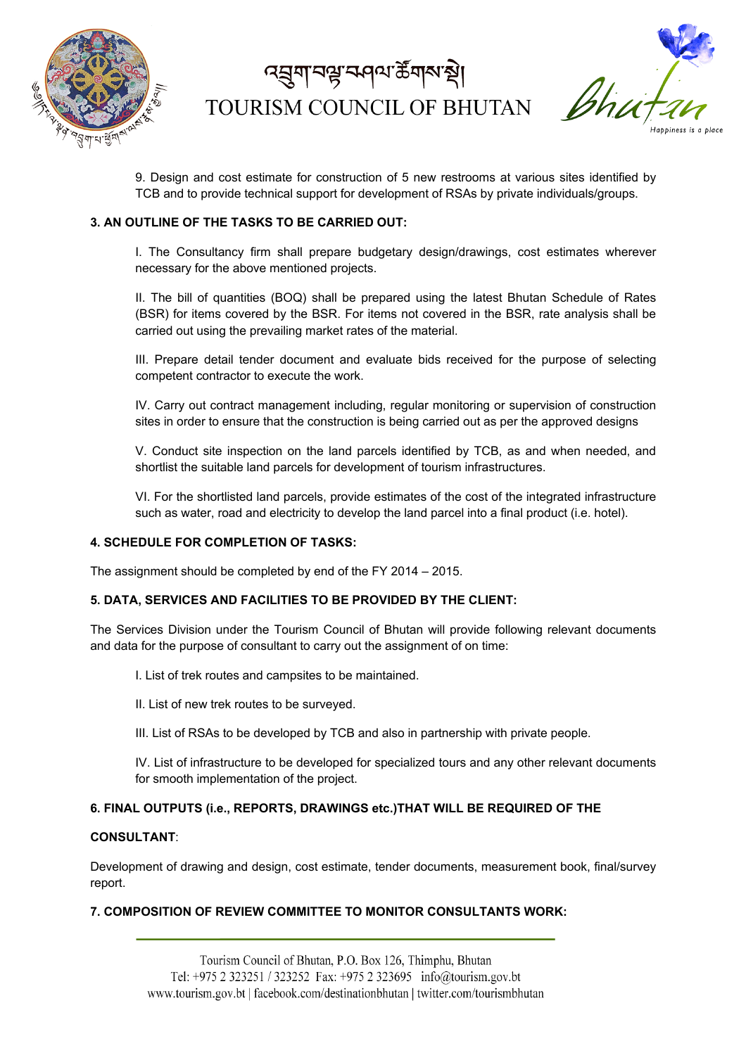9. Design and cost estimate for construction of 5 new restrooms at various sites identified by TCB and to provide technical support for development of RSAs by private individuals/groups.

**3. AN OUTLINE OF THE TASKS TO BE CARRIED OUT:**

I. The Consultancy firm shall prepare budgetary design/drawings, cost estimates wherever necessary for the above mentioned projects.

II. The bill of quantities (BOQ) shall be prepared using the latest Bhutan Schedule of Rates (BSR) for items covered by the BSR. For items not covered in the BSR, rate analysis shall be carried out using the prevailing market rates of the material.

III. Prepare detail tender document and evaluate bids received for the purpose of selecting competent contractor to execute the work.

IV. Carry out contract management including, regular monitoring or supervision of construction sites in order to ensure that the construction is being carried out as per the approved designs

V. Conduct site inspection on the land parcels identified by TCB, as and when needed, and shortlist the suitable land parcels for development of tourism infrastructures.

VI. For the shortlisted land parcels, provide estimates of the cost of the integrated infrastructure such as water, road and electricity to develop the land parcel into a final product (i.e. hotel).

**4. SCHEDULE FOR COMPLETION OF TASKS:**

The assignment should be completed by end of the FY 2014 – 2015.

**5. DATA, SERVICES AND FACILITIES TO BE PROVIDED BY THE CLIENT:**

The Services Division under the Tourism Council of Bhutan will provide following relevant documents and data for the purpose of consultant to carry out the assignment of on time:

I. List of trek routes and campsites to be maintained.

II. List of new trek routes to be surveyed.

III. List of RSAs to be developed by TCB and also in partnership with private people.

IV. List of infrastructure to be developed for specialized tours and any other relevant documents for smooth implementation of the project.

**6. FINAL OUTPUTS (i.e., REPORTS, DRAWINGS etc.)THAT WILL BE REQUIRED OF THE**

**CONSULTANT**:

Development of drawing and design, cost estimate, tender documents, measurement book, final/survey report.

**7. COMPOSITION OF REVIEW COMMITTEE TO MONITOR CONSULTANTS WORK:**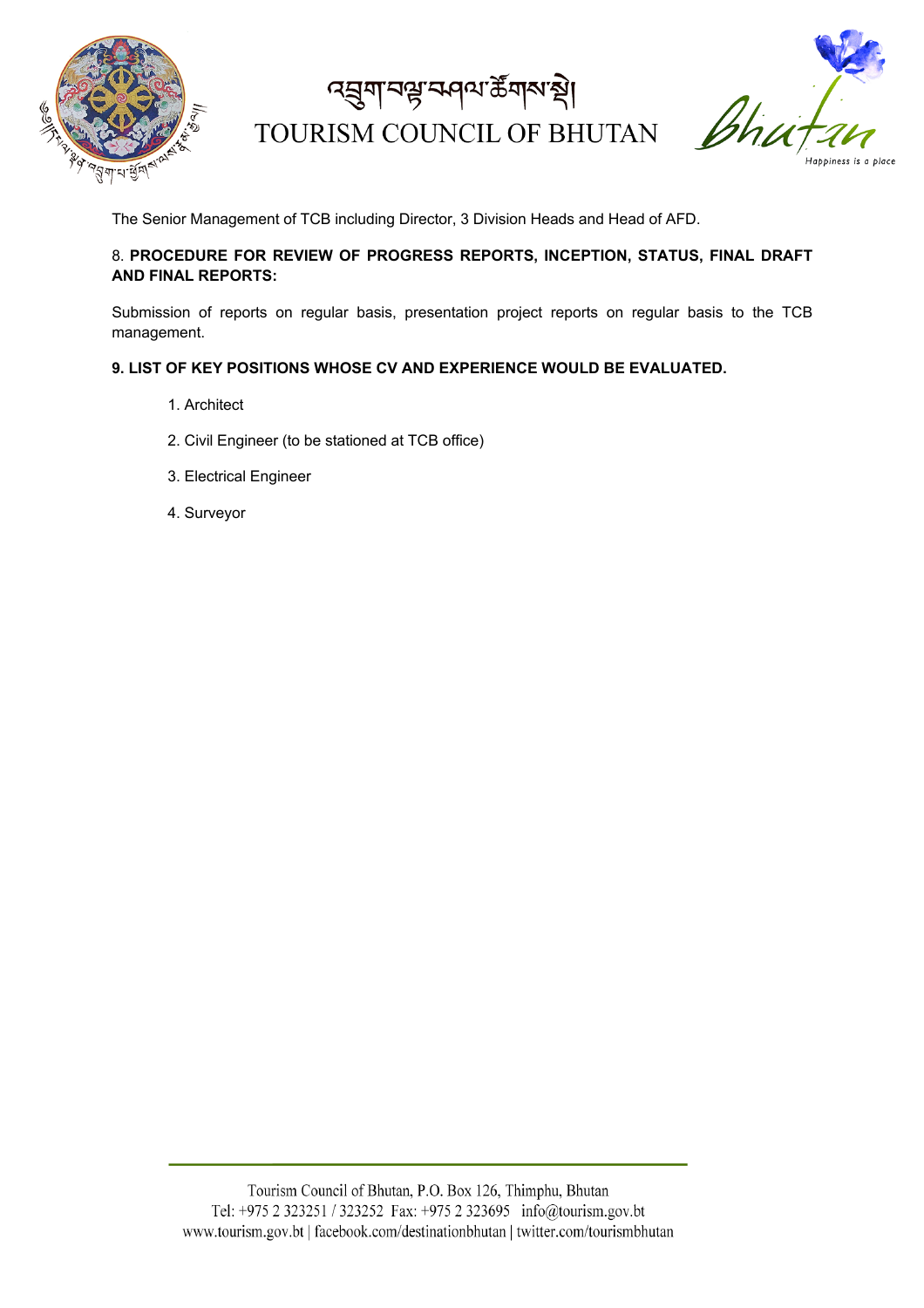The Senior Management of TCB including Director, 3 Division Heads and Head of AFD.

8. **PROCEDURE FOR REVIEW OF PROGRESS REPORTS, INCEPTION, STATUS, FINAL DRAFT AND FINAL REPORTS:**

Submission of reports on regular basis, presentation project reports on regular basis to the TCB management.

**9. LIST OF KEY POSITIONS WHOSE CV AND EXPERIENCE WOULD BE EVALUATED.**

1. Architect
2. Civil Engineer (to be stationed at TCB office)
3. Electrical Engineer
4. Surveyor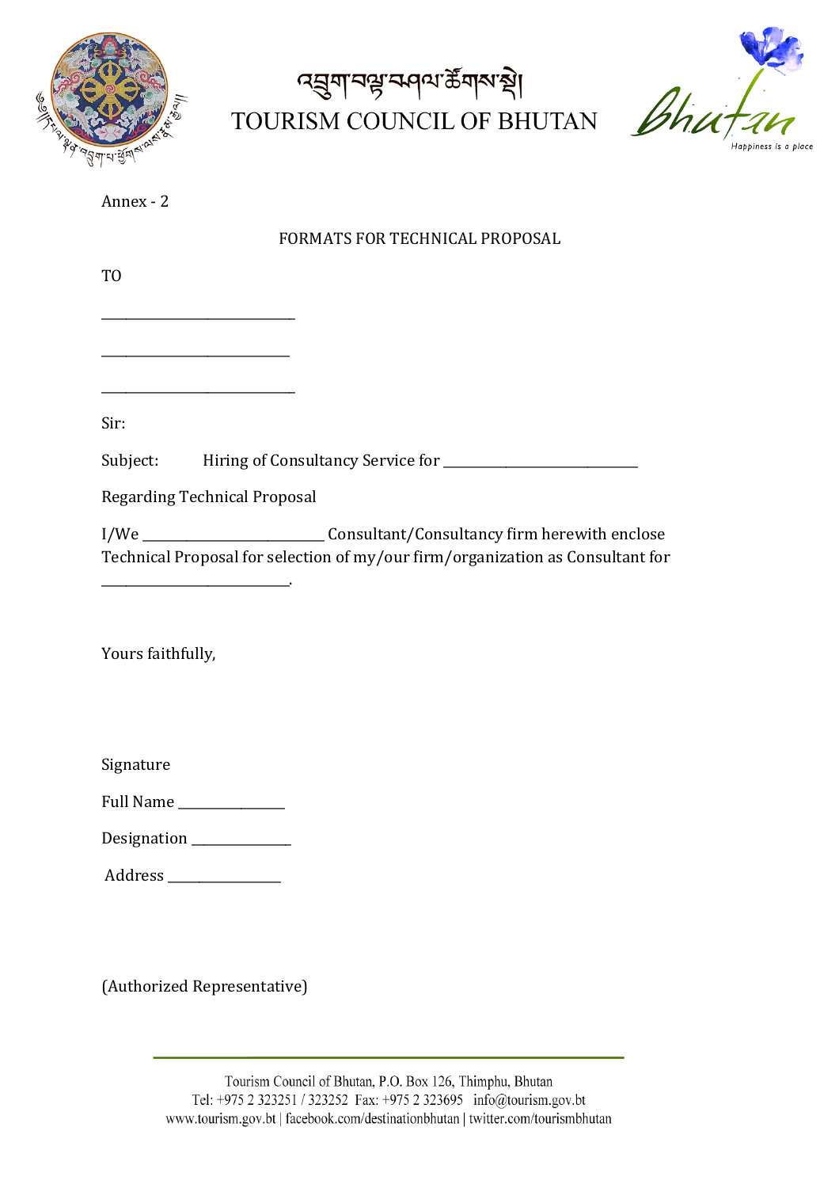Annex - 2

FORMATS FOR TECHNICAL PROPOSAL

TO

____________________________

____________________________

____________________________

Sir:

Subject: Hiring of Consultancy Service for ____________________________

Regarding Technical Proposal

I/We ____________________________ Consultant/Consultancy firm herewith enclose Technical Proposal for selection of my/our firm/organization as Consultant for ____________________________.

Yours faithfully,

Signature

Full Name _______________

Designation ______________

Address ________________

(Authorized Representative)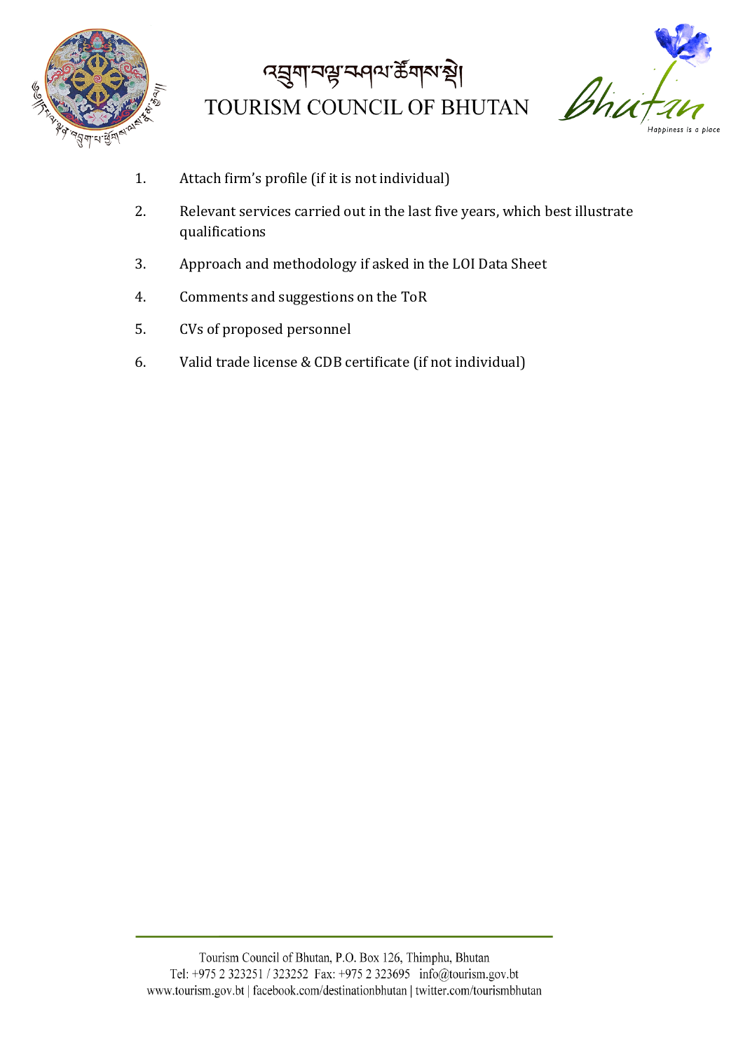1. Attach firm's profile (if it is not individual)
2. Relevant services carried out in the last five years, which best illustrate qualifications
3. Approach and methodology if asked in the LOI Data Sheet
4. Comments and suggestions on the ToR
5. CVs of proposed personnel
6. Valid trade license & CDB certificate (if not individual)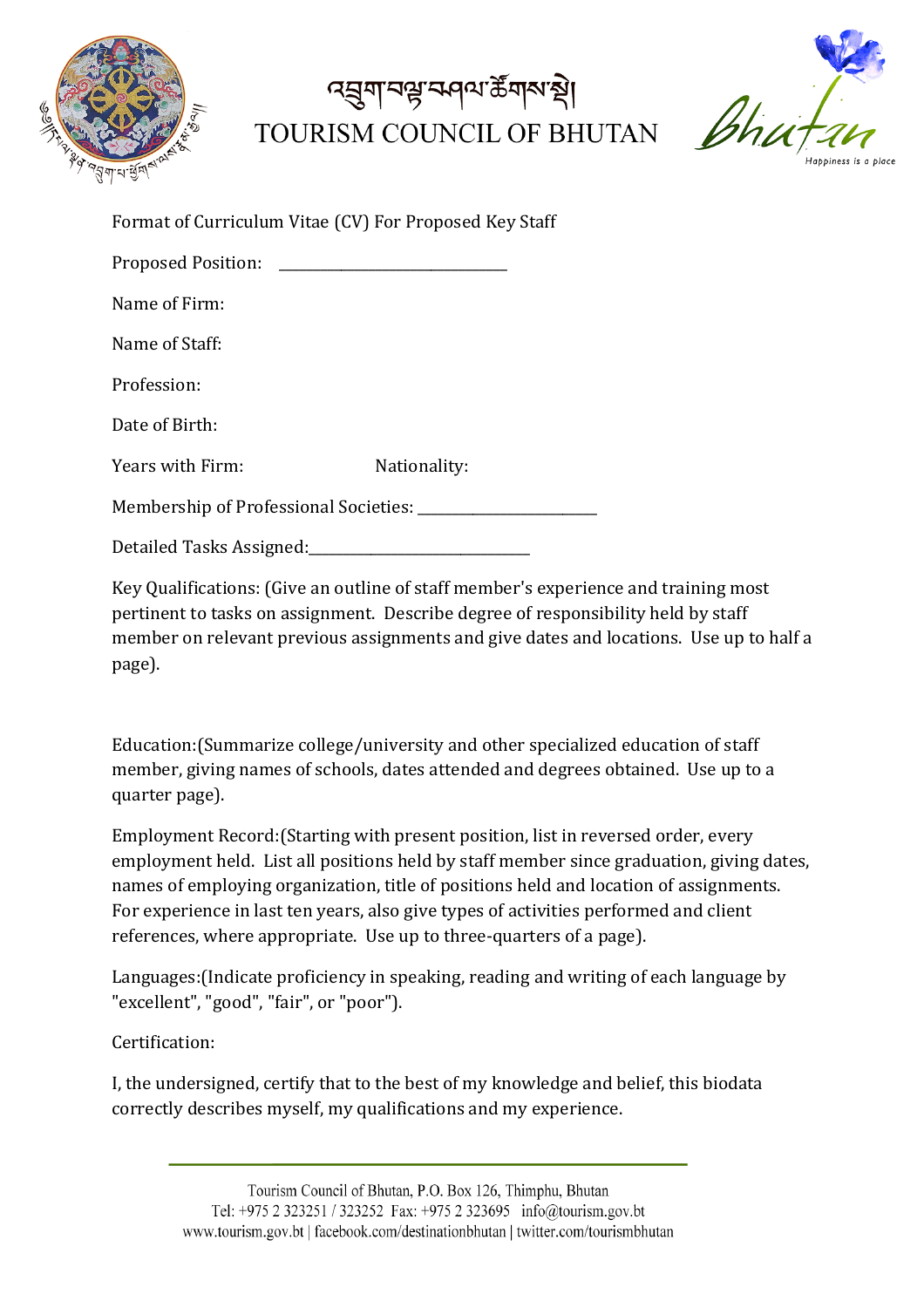འབྲུག་བསྐྱོད་བཤལ་ཚོགས་སྡེ།
TOURISM COUNCIL OF BHUTAN

Format of Curriculum Vitae (CV) For Proposed Key Staff

Proposed Position: ______________________________

Name of Firm:

Name of Staff:

Profession:

Date of Birth:

Years with Firm: Nationality:

Membership of Professional Societies: ________________________

Detailed Tasks Assigned:_____________________________

Key Qualifications: (Give an outline of staff member's experience and training most pertinent to tasks on assignment. Describe degree of responsibility held by staff member on relevant previous assignments and give dates and locations. Use up to half a page).

Education:(Summarize college/university and other specialized education of staff member, giving names of schools, dates attended and degrees obtained. Use up to a quarter page).

Employment Record:(Starting with present position, list in reversed order, every employment held. List all positions held by staff member since graduation, giving dates, names of employing organization, title of positions held and location of assignments. For experience in last ten years, also give types of activities performed and client references, where appropriate. Use up to three-quarters of a page).

Languages:(Indicate proficiency in speaking, reading and writing of each language by "excellent", "good", "fair", or "poor").

Certification:

I, the undersigned, certify that to the best of my knowledge and belief, this biodata correctly describes myself, my qualifications and my experience.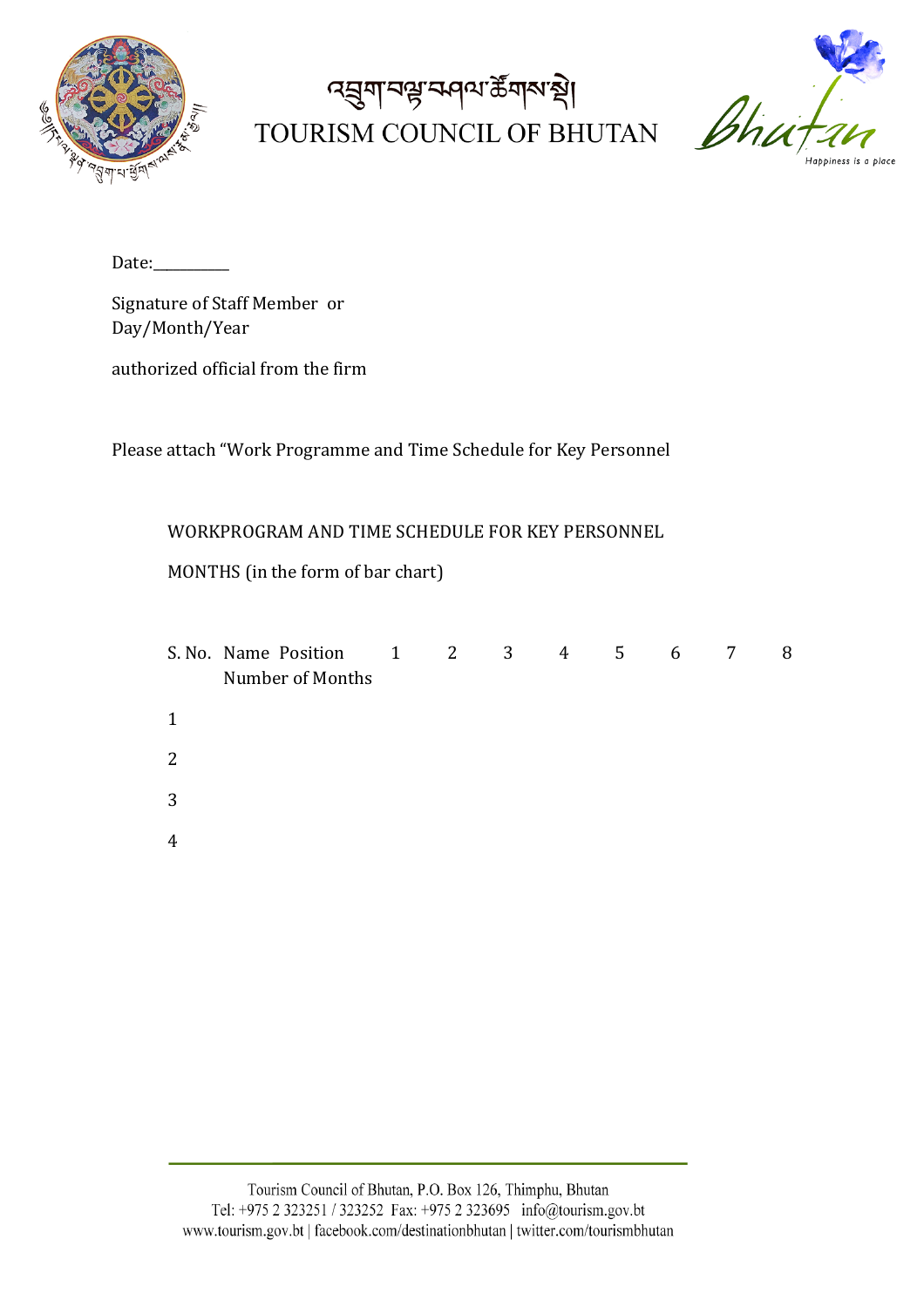Date:__________

Signature of Staff Member or
Day/Month/Year

authorized official from the firm

Please attach "Work Programme and Time Schedule for Key Personnel

WORKPROGRAM AND TIME SCHEDULE FOR KEY PERSONNEL

MONTHS (in the form of bar chart)

| S. No. | Name Position Number of Months | 1 | 2 | 3 | 4 | 5 | 6 | 7 | 8 |
|---|---|---|---|---|---|---|---|---|---|
| 1 | | | | | | | | | |
| 2 | | | | | | | | | |
| 3 | | | | | | | | | |
| 4 | | | | | | | | | |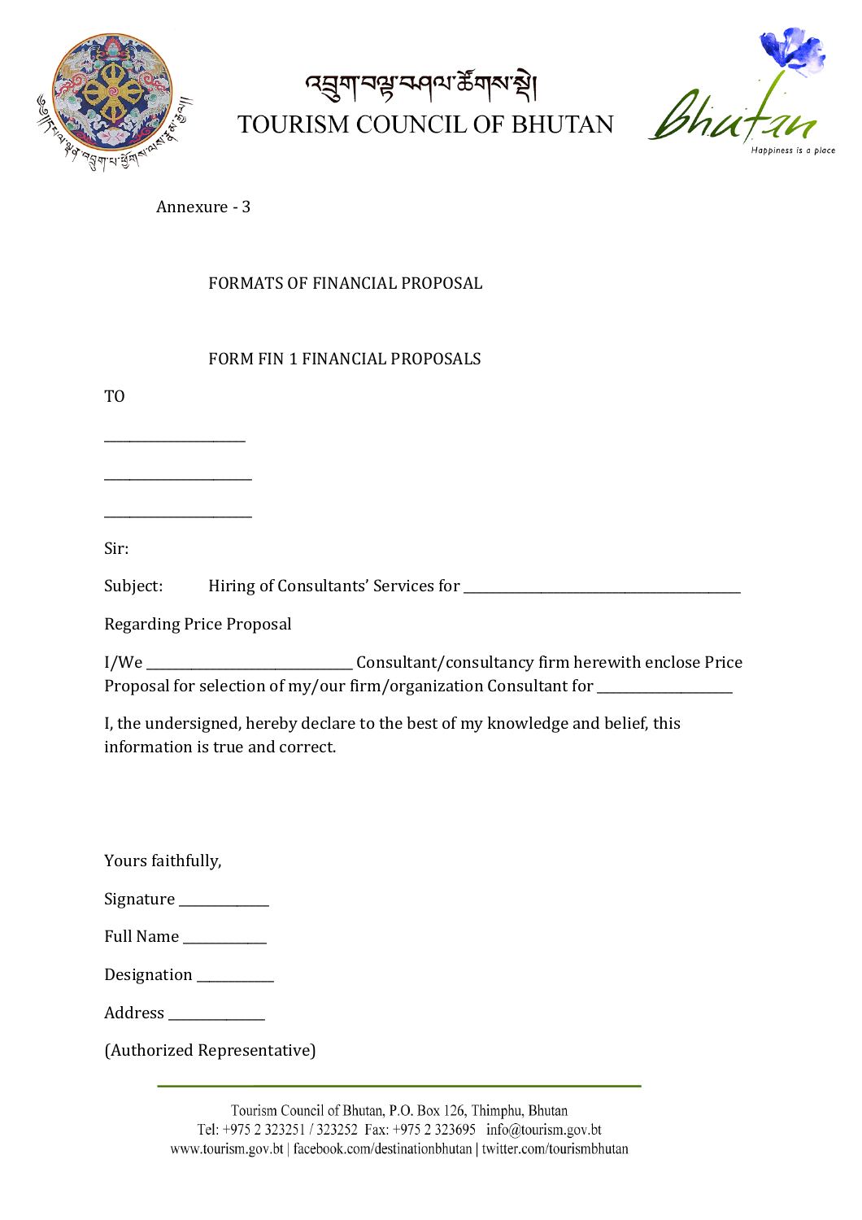Annexure - 3

## FORMATS OF FINANCIAL PROPOSAL

### FORM FIN 1 FINANCIAL PROPOSALS

TO

____________________

____________________

____________________

Sir:

Subject: Hiring of Consultants' Services for ________________________________________

Regarding Price Proposal

I/We ______________________________ Consultant/consultancy firm herewith enclose Price Proposal for selection of my/our firm/organization Consultant for ___________________

I, the undersigned, hereby declare to the best of my knowledge and belief, this information is true and correct.

Yours faithfully,

Signature ____________

Full Name ____________

Designation ___________

Address _____________

(Authorized Representative)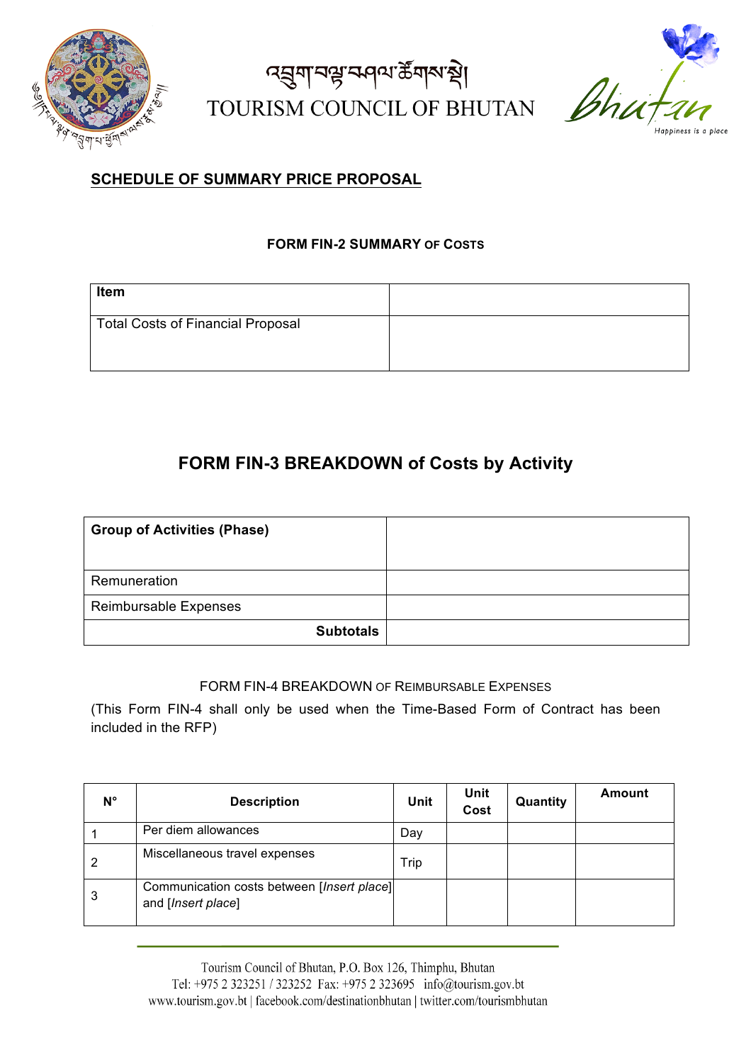## SCHEDULE OF SUMMARY PRICE PROPOSAL

### FORM FIN-2 SUMMARY OF COSTS

| Item | |
|---|---|
| Total Costs of Financial Proposal | |

## FORM FIN-3 BREAKDOWN of Costs by Activity

| Group of Activities (Phase) | |
|---|---|
| Remuneration | |
| Reimbursable Expenses | |
| **Subtotals** | |

FORM FIN-4 BREAKDOWN OF REIMBURSABLE EXPENSES

(This Form FIN-4 shall only be used when the Time-Based Form of Contract has been included in the RFP)

| N° | Description | Unit | Unit Cost | Quantity | Amount |
|---|---|---|---|---|---|
| 1 | Per diem allowances | Day | | | |
| 2 | Miscellaneous travel expenses | Trip | | | |
| 3 | Communication costs between [*Insert place*] and [*Insert place*] | | | | |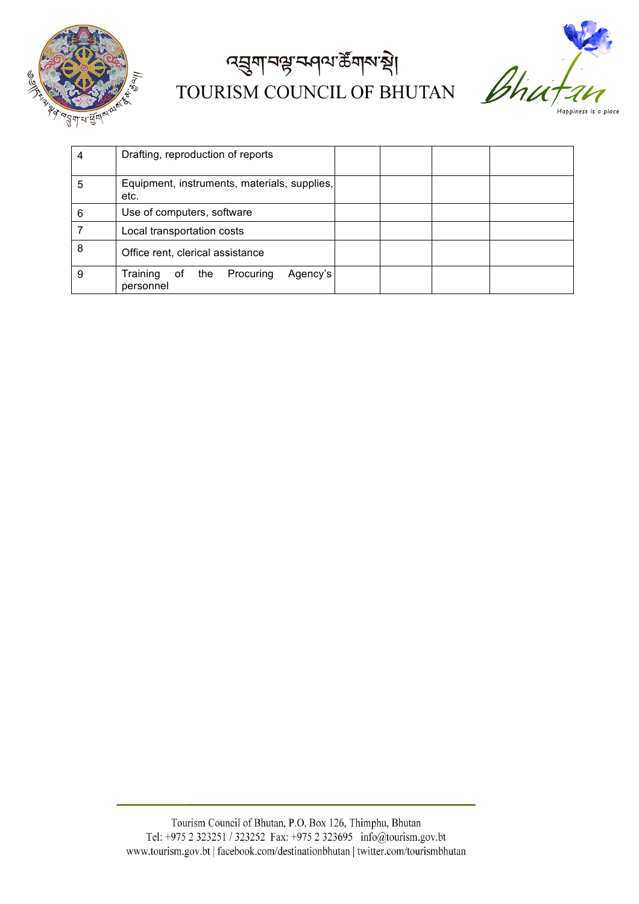| | | | | | |
|---|---|---|---|---|---|
| 4 | Drafting, reproduction of reports | | | | |
| 5 | Equipment, instruments, materials, supplies, etc. | | | | |
| 6 | Use of computers, software | | | | |
| 7 | Local transportation costs | | | | |
| 8 | Office rent, clerical assistance | | | | |
| 9 | Training of the Procuring Agency's personnel | | | | |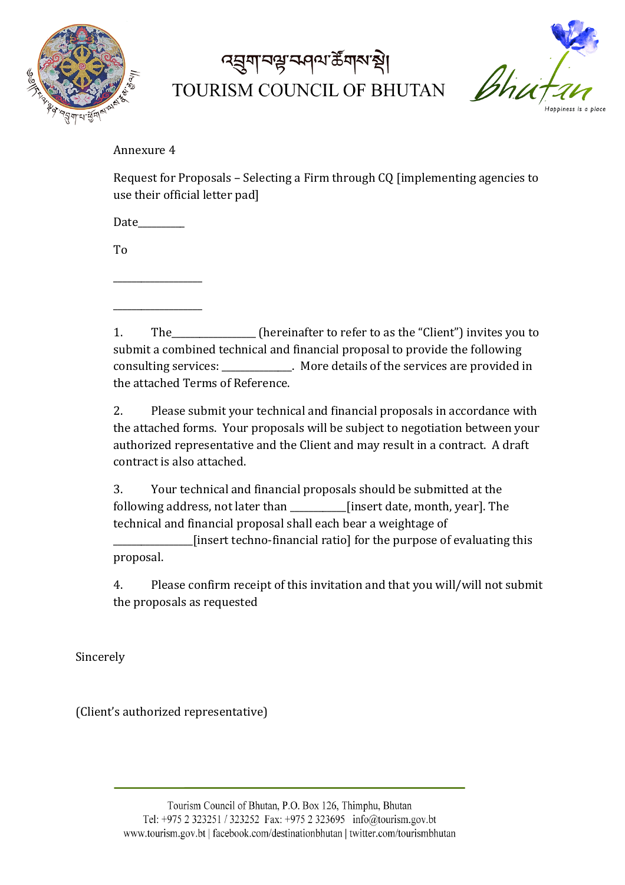འབྲུག་བརྒྱ་ལམ་ཚོགས་སྡེ།

TOURISM COUNCIL OF BHUTAN

Annexure 4

Request for Proposals – Selecting a Firm through CQ [implementing agencies to use their official letter pad]

Date_________

To

__________________

__________________

1. The________________ (hereinafter to refer to as the "Client") invites you to submit a combined technical and financial proposal to provide the following consulting services: ______________. More details of the services are provided in the attached Terms of Reference.

2. Please submit your technical and financial proposals in accordance with the attached forms. Your proposals will be subject to negotiation between your authorized representative and the Client and may result in a contract. A draft contract is also attached.

3. Your technical and financial proposals should be submitted at the following address, not later than ___________[insert date, month, year]. The technical and financial proposal shall each bear a weightage of ________________[insert techno-financial ratio] for the purpose of evaluating this proposal.

4. Please confirm receipt of this invitation and that you will/will not submit the proposals as requested

Sincerely

(Client's authorized representative)

Tourism Council of Bhutan, P.O. Box 126, Thimphu, Bhutan
Tel: +975 2 323251 / 323252 Fax: +975 2 323695 info@tourism.gov.bt
www.tourism.gov.bt | facebook.com/destinationbhutan | twitter.com/tourismbhutan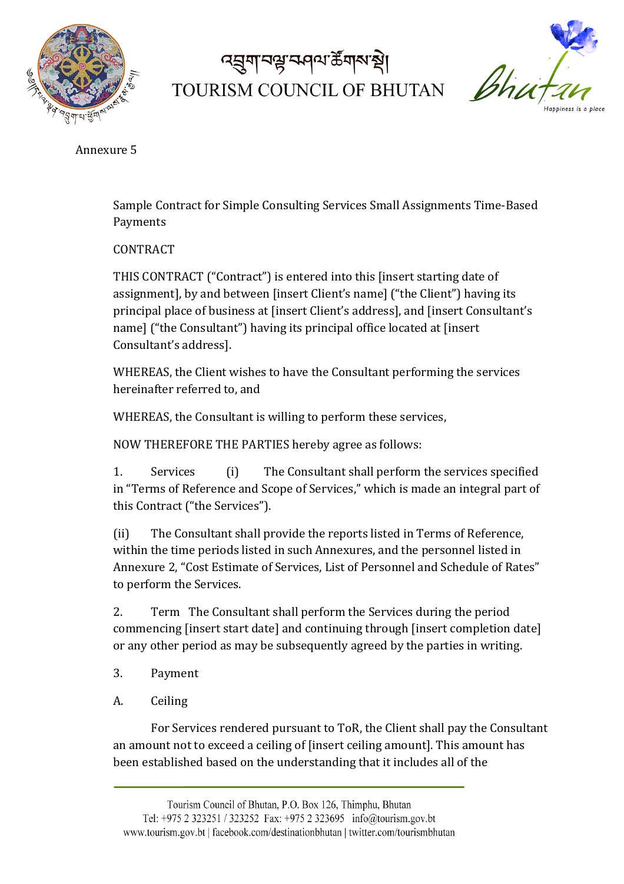Annexure 5

Sample Contract for Simple Consulting Services Small Assignments Time-Based Payments

CONTRACT

THIS CONTRACT ("Contract") is entered into this [insert starting date of assignment], by and between [insert Client's name] ("the Client") having its principal place of business at [insert Client's address], and [insert Consultant's name] ("the Consultant") having its principal office located at [insert Consultant's address].

WHEREAS, the Client wishes to have the Consultant performing the services hereinafter referred to, and

WHEREAS, the Consultant is willing to perform these services,

NOW THEREFORE THE PARTIES hereby agree as follows:

1. Services (i) The Consultant shall perform the services specified in "Terms of Reference and Scope of Services," which is made an integral part of this Contract ("the Services").

(ii) The Consultant shall provide the reports listed in Terms of Reference, within the time periods listed in such Annexures, and the personnel listed in Annexure 2, "Cost Estimate of Services, List of Personnel and Schedule of Rates" to perform the Services.

2. Term The Consultant shall perform the Services during the period commencing [insert start date] and continuing through [insert completion date] or any other period as may be subsequently agreed by the parties in writing.

3. Payment

A. Ceiling

For Services rendered pursuant to ToR, the Client shall pay the Consultant an amount not to exceed a ceiling of [insert ceiling amount]. This amount has been established based on the understanding that it includes all of the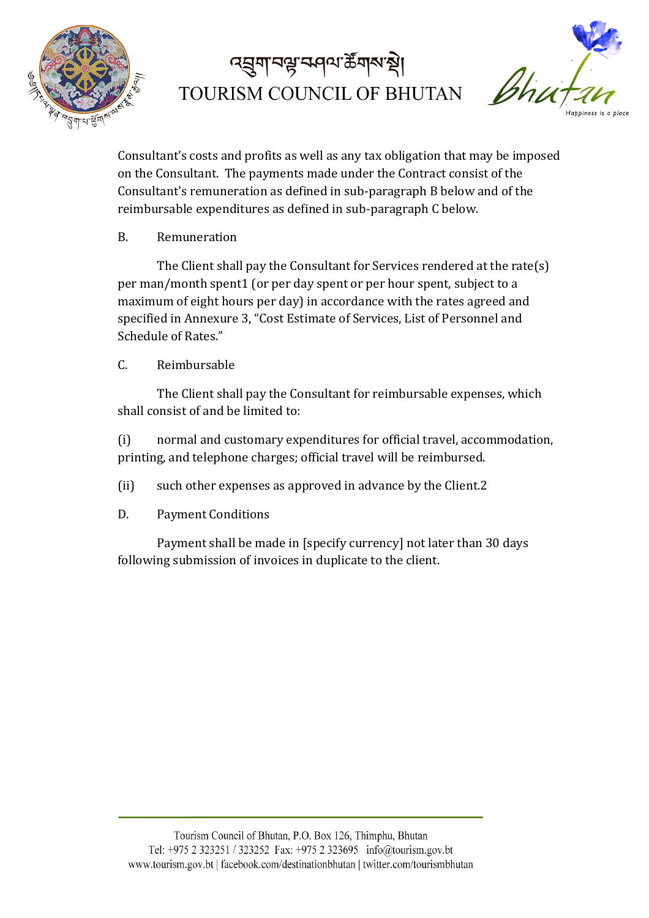Consultant's costs and profits as well as any tax obligation that may be imposed on the Consultant. The payments made under the Contract consist of the Consultant's remuneration as defined in sub-paragraph B below and of the reimbursable expenditures as defined in sub-paragraph C below.

B. Remuneration

The Client shall pay the Consultant for Services rendered at the rate(s) per man/month spent[1] (or per day spent or per hour spent, subject to a maximum of eight hours per day) in accordance with the rates agreed and specified in Annexure 3, "Cost Estimate of Services, List of Personnel and Schedule of Rates."

C. Reimbursable

The Client shall pay the Consultant for reimbursable expenses, which shall consist of and be limited to:

(i) normal and customary expenditures for official travel, accommodation, printing, and telephone charges; official travel will be reimbursed.

(ii) such other expenses as approved in advance by the Client.[2]

D. Payment Conditions

Payment shall be made in [specify currency] not later than 30 days following submission of invoices in duplicate to the client.